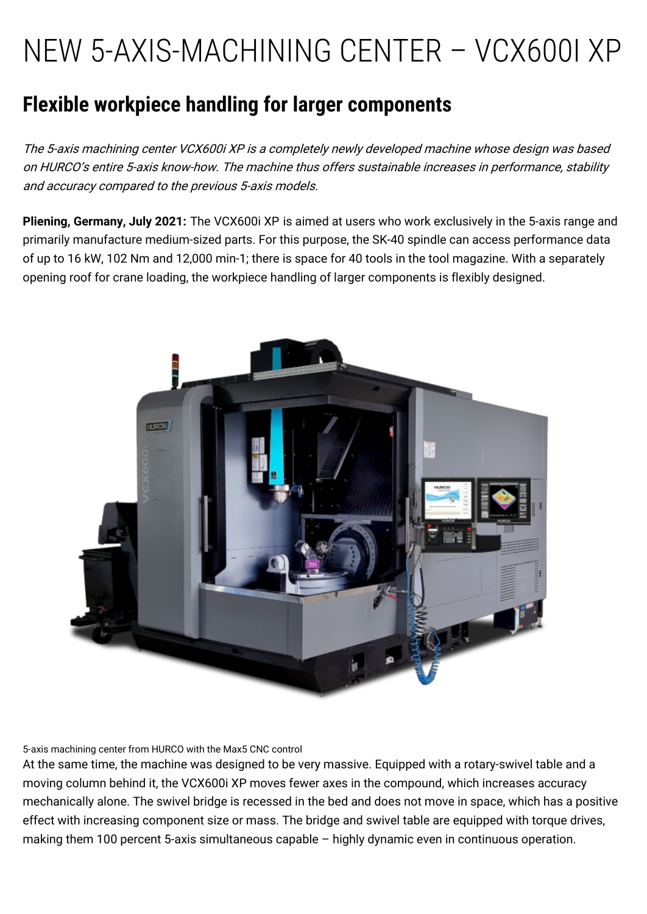# NEW 5-AXIS-MACHINING CENTER – VCX600I XP

## Flexible workpiece handling for larger components

*The 5-axis machining center VCX600i XP is a completely newly developed machine whose design was based on HURCO's entire 5-axis know-how. The machine thus offers sustainable increases in performance, stability and accuracy compared to the previous 5-axis models.*

**Pliening, Germany, July 2021:** The VCX600i XP is aimed at users who work exclusively in the 5-axis range and primarily manufacture medium-sized parts. For this purpose, the SK-40 spindle can access performance data of up to 16 kW, 102 Nm and 12,000 min-1; there is space for 40 tools in the tool magazine. With a separately opening roof for crane loading, the workpiece handling of larger components is flexibly designed.

5-axis machining center from HURCO with the Max5 CNC control

At the same time, the machine was designed to be very massive. Equipped with a rotary-swivel table and a moving column behind it, the VCX600i XP moves fewer axes in the compound, which increases accuracy mechanically alone. The swivel bridge is recessed in the bed and does not move in space, which has a positive effect with increasing component size or mass. The bridge and swivel table are equipped with torque drives, making them 100 percent 5-axis simultaneous capable – highly dynamic even in continuous operation.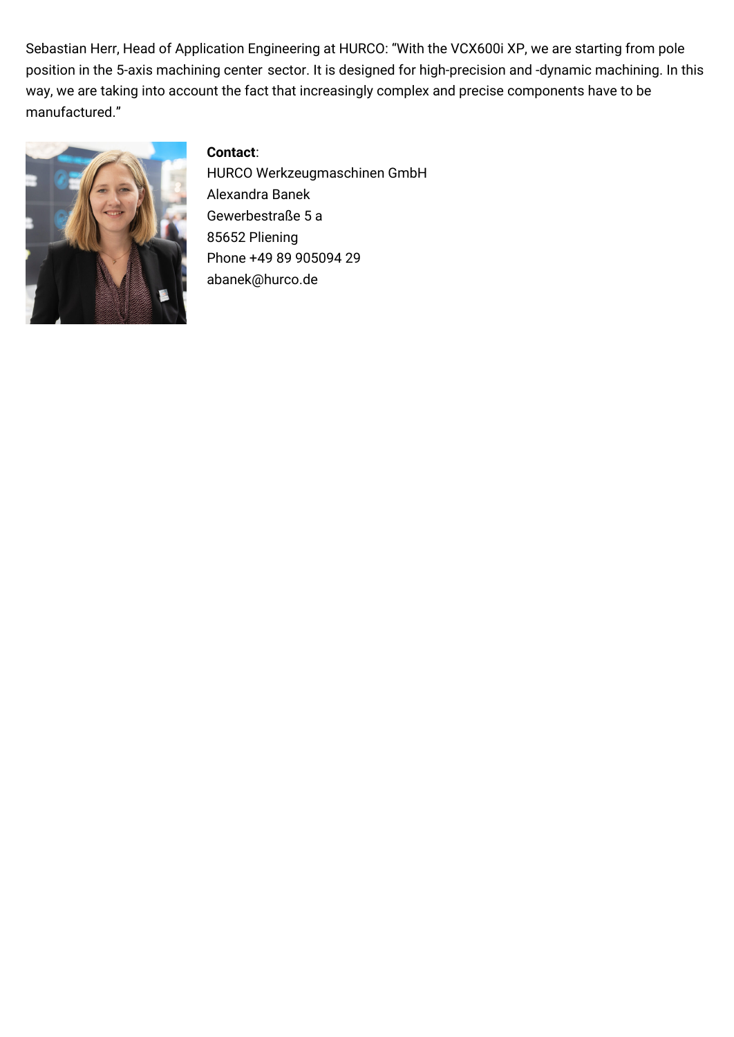Sebastian Herr, Head of Application Engineering at HURCO: “With the VCX600i XP, we are starting from pole position in the 5-axis machining center sector. It is designed for high-precision and -dynamic machining. In this way, we are taking into account the fact that increasingly complex and precise components have to be manufactured.”

**Contact**:
HURCO Werkzeugmaschinen GmbH
Alexandra Banek
Gewerbestraße 5 a
85652 Pliening
Phone +49 89 905094 29
abanek@hurco.de